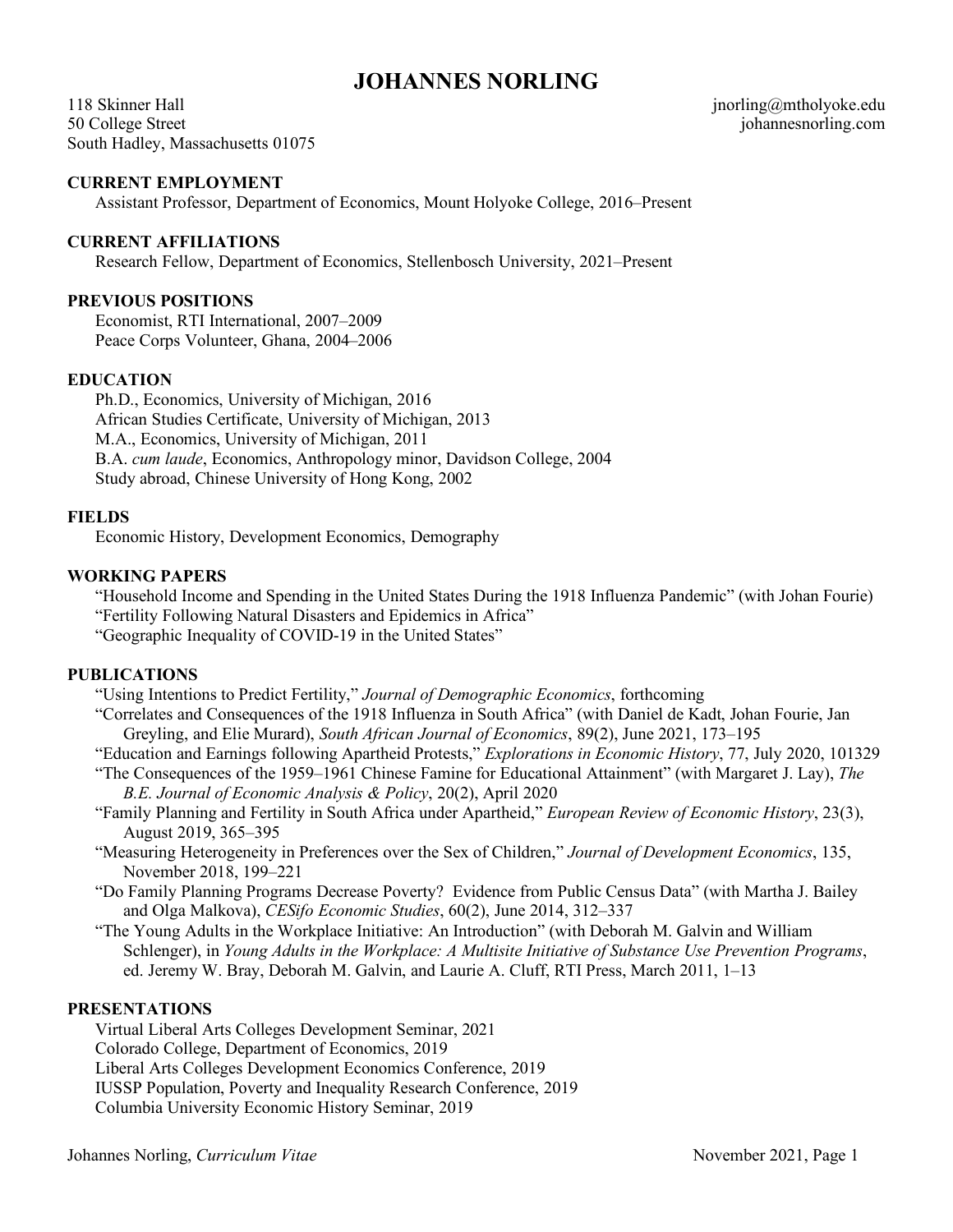# JOHANNES NORLING

118 Skinner Hall
50 College Street
South Hadley, Massachusetts 01075

jnorling@mtholyoke.edu
johannesnorling.com

## CURRENT EMPLOYMENT

Assistant Professor, Department of Economics, Mount Holyoke College, 2016–Present

## CURRENT AFFILIATIONS

Research Fellow, Department of Economics, Stellenbosch University, 2021–Present

## PREVIOUS POSITIONS

Economist, RTI International, 2007–2009
Peace Corps Volunteer, Ghana, 2004–2006

## EDUCATION

Ph.D., Economics, University of Michigan, 2016
African Studies Certificate, University of Michigan, 2013
M.A., Economics, University of Michigan, 2011
B.A. *cum laude*, Economics, Anthropology minor, Davidson College, 2004
Study abroad, Chinese University of Hong Kong, 2002

## FIELDS

Economic History, Development Economics, Demography

## WORKING PAPERS

"Household Income and Spending in the United States During the 1918 Influenza Pandemic" (with Johan Fourie)
"Fertility Following Natural Disasters and Epidemics in Africa"
"Geographic Inequality of COVID-19 in the United States"

## PUBLICATIONS

"Using Intentions to Predict Fertility," *Journal of Demographic Economics*, forthcoming

"Correlates and Consequences of the 1918 Influenza in South Africa" (with Daniel de Kadt, Johan Fourie, Jan Greyling, and Elie Murard), *South African Journal of Economics*, 89(2), June 2021, 173–195

"Education and Earnings following Apartheid Protests," *Explorations in Economic History*, 77, July 2020, 101329

"The Consequences of the 1959–1961 Chinese Famine for Educational Attainment" (with Margaret J. Lay), *The B.E. Journal of Economic Analysis & Policy*, 20(2), April 2020

"Family Planning and Fertility in South Africa under Apartheid," *European Review of Economic History*, 23(3), August 2019, 365–395

"Measuring Heterogeneity in Preferences over the Sex of Children," *Journal of Development Economics*, 135, November 2018, 199–221

"Do Family Planning Programs Decrease Poverty? Evidence from Public Census Data" (with Martha J. Bailey and Olga Malkova), *CESifo Economic Studies*, 60(2), June 2014, 312–337

"The Young Adults in the Workplace Initiative: An Introduction" (with Deborah M. Galvin and William Schlenger), in *Young Adults in the Workplace: A Multisite Initiative of Substance Use Prevention Programs*, ed. Jeremy W. Bray, Deborah M. Galvin, and Laurie A. Cluff, RTI Press, March 2011, 1–13

## PRESENTATIONS

Virtual Liberal Arts Colleges Development Seminar, 2021
Colorado College, Department of Economics, 2019
Liberal Arts Colleges Development Economics Conference, 2019
IUSSP Population, Poverty and Inequality Research Conference, 2019
Columbia University Economic History Seminar, 2019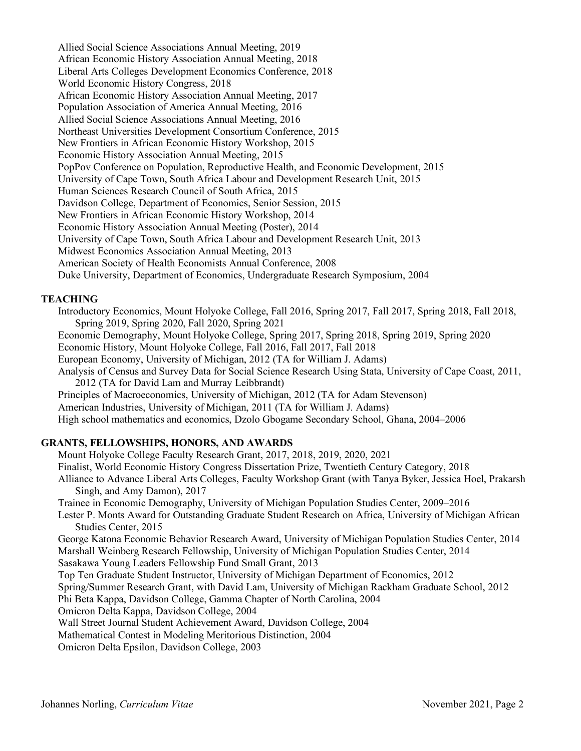Allied Social Science Associations Annual Meeting, 2019
African Economic History Association Annual Meeting, 2018
Liberal Arts Colleges Development Economics Conference, 2018
World Economic History Congress, 2018
African Economic History Association Annual Meeting, 2017
Population Association of America Annual Meeting, 2016
Allied Social Science Associations Annual Meeting, 2016
Northeast Universities Development Consortium Conference, 2015
New Frontiers in African Economic History Workshop, 2015
Economic History Association Annual Meeting, 2015
PopPov Conference on Population, Reproductive Health, and Economic Development, 2015
University of Cape Town, South Africa Labour and Development Research Unit, 2015
Human Sciences Research Council of South Africa, 2015
Davidson College, Department of Economics, Senior Session, 2015
New Frontiers in African Economic History Workshop, 2014
Economic History Association Annual Meeting (Poster), 2014
University of Cape Town, South Africa Labour and Development Research Unit, 2013
Midwest Economics Association Annual Meeting, 2013
American Society of Health Economists Annual Conference, 2008
Duke University, Department of Economics, Undergraduate Research Symposium, 2004

## TEACHING

Introductory Economics, Mount Holyoke College, Fall 2016, Spring 2017, Fall 2017, Spring 2018, Fall 2018, Spring 2019, Spring 2020, Fall 2020, Spring 2021
Economic Demography, Mount Holyoke College, Spring 2017, Spring 2018, Spring 2019, Spring 2020
Economic History, Mount Holyoke College, Fall 2016, Fall 2017, Fall 2018
European Economy, University of Michigan, 2012 (TA for William J. Adams)
Analysis of Census and Survey Data for Social Science Research Using Stata, University of Cape Coast, 2011, 2012 (TA for David Lam and Murray Leibbrandt)
Principles of Macroeconomics, University of Michigan, 2012 (TA for Adam Stevenson)
American Industries, University of Michigan, 2011 (TA for William J. Adams)
High school mathematics and economics, Dzolo Gbogame Secondary School, Ghana, 2004–2006

## GRANTS, FELLOWSHIPS, HONORS, AND AWARDS

Mount Holyoke College Faculty Research Grant, 2017, 2018, 2019, 2020, 2021
Finalist, World Economic History Congress Dissertation Prize, Twentieth Century Category, 2018
Alliance to Advance Liberal Arts Colleges, Faculty Workshop Grant (with Tanya Byker, Jessica Hoel, Prakarsh Singh, and Amy Damon), 2017
Trainee in Economic Demography, University of Michigan Population Studies Center, 2009–2016
Lester P. Monts Award for Outstanding Graduate Student Research on Africa, University of Michigan African Studies Center, 2015
George Katona Economic Behavior Research Award, University of Michigan Population Studies Center, 2014
Marshall Weinberg Research Fellowship, University of Michigan Population Studies Center, 2014
Sasakawa Young Leaders Fellowship Fund Small Grant, 2013
Top Ten Graduate Student Instructor, University of Michigan Department of Economics, 2012
Spring/Summer Research Grant, with David Lam, University of Michigan Rackham Graduate School, 2012
Phi Beta Kappa, Davidson College, Gamma Chapter of North Carolina, 2004
Omicron Delta Kappa, Davidson College, 2004
Wall Street Journal Student Achievement Award, Davidson College, 2004
Mathematical Contest in Modeling Meritorious Distinction, 2004
Omicron Delta Epsilon, Davidson College, 2003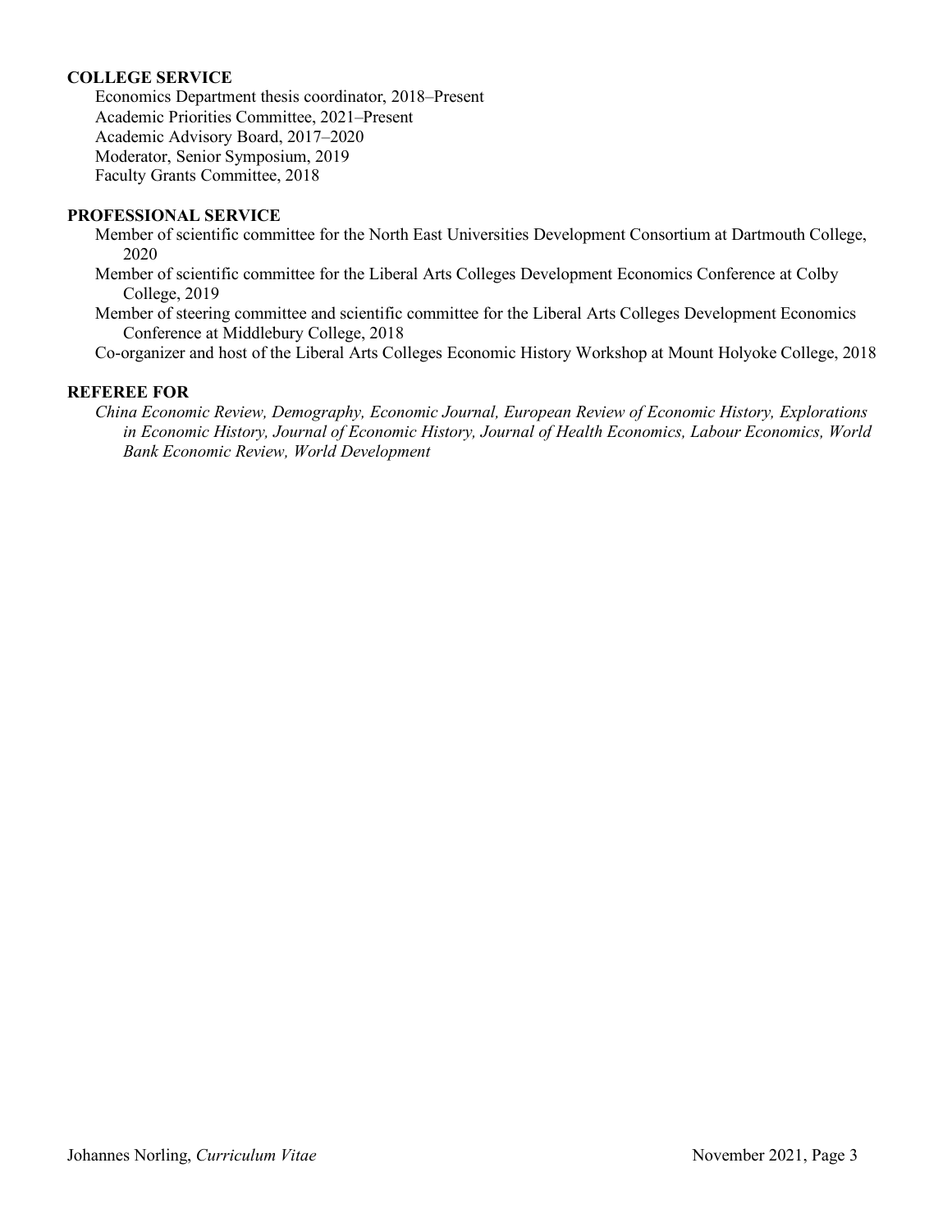**COLLEGE SERVICE**

Economics Department thesis coordinator, 2018–Present
Academic Priorities Committee, 2021–Present
Academic Advisory Board, 2017–2020
Moderator, Senior Symposium, 2019
Faculty Grants Committee, 2018

**PROFESSIONAL SERVICE**

Member of scientific committee for the North East Universities Development Consortium at Dartmouth College, 2020

Member of scientific committee for the Liberal Arts Colleges Development Economics Conference at Colby College, 2019

Member of steering committee and scientific committee for the Liberal Arts Colleges Development Economics Conference at Middlebury College, 2018

Co-organizer and host of the Liberal Arts Colleges Economic History Workshop at Mount Holyoke College, 2018

**REFEREE FOR**

*China Economic Review, Demography, Economic Journal, European Review of Economic History, Explorations in Economic History, Journal of Economic History, Journal of Health Economics, Labour Economics, World Bank Economic Review, World Development*